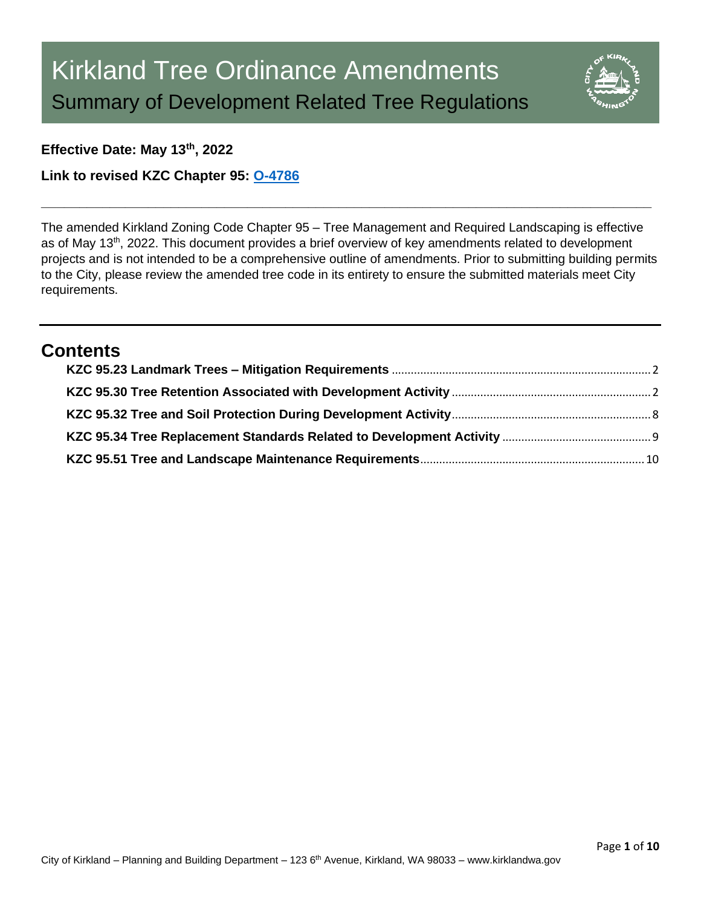# Kirkland Tree Ordinance Amendments

## Summary of Development Related Tree Regulations

**Effective Date: May 13th, 2022**

**Link to revised KZC Chapter 95: O-4786**

---

The amended Kirkland Zoning Code Chapter 95 – Tree Management and Required Landscaping is effective as of May 13th, 2022. This document provides a brief overview of key amendments related to development projects and is not intended to be a comprehensive outline of amendments. Prior to submitting building permits to the City, please review the amended tree code in its entirety to ensure the submitted materials meet City requirements.

---

## Contents

- **KZC 95.23 Landmark Trees – Mitigation Requirements** ........ 2
- **KZC 95.30 Tree Retention Associated with Development Activity** ........ 2
- **KZC 95.32 Tree and Soil Protection During Development Activity** ........ 8
- **KZC 95.34 Tree Replacement Standards Related to Development Activity** ........ 9
- **KZC 95.51 Tree and Landscape Maintenance Requirements** ........ 10

City of Kirkland – Planning and Building Department – 123 6th Avenue, Kirkland, WA 98033 – www.kirklandwa.gov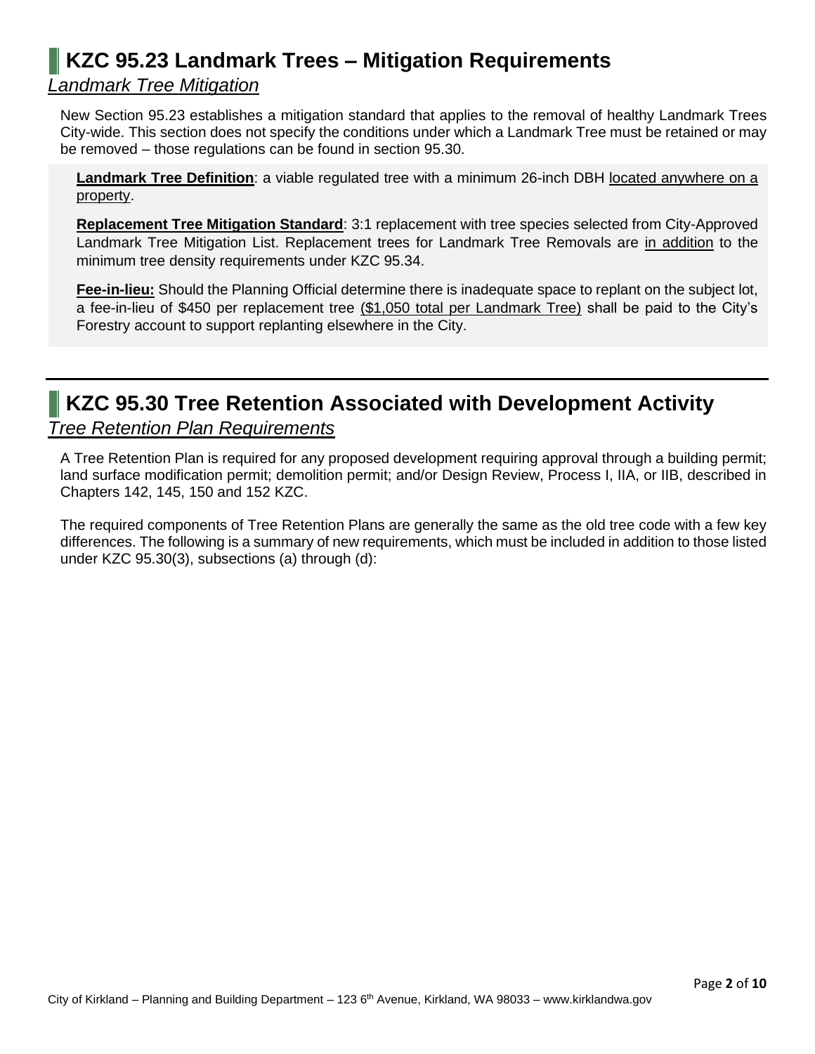## KZC 95.23 Landmark Trees – Mitigation Requirements

*Landmark Tree Mitigation*

New Section 95.23 establishes a mitigation standard that applies to the removal of healthy Landmark Trees City-wide. This section does not specify the conditions under which a Landmark Tree must be retained or may be removed – those regulations can be found in section 95.30.

**Landmark Tree Definition**: a viable regulated tree with a minimum 26-inch DBH located anywhere on a property.

**Replacement Tree Mitigation Standard**: 3:1 replacement with tree species selected from City-Approved Landmark Tree Mitigation List. Replacement trees for Landmark Tree Removals are in addition to the minimum tree density requirements under KZC 95.34.

**Fee-in-lieu:** Should the Planning Official determine there is inadequate space to replant on the subject lot, a fee-in-lieu of $450 per replacement tree ($1,050 total per Landmark Tree) shall be paid to the City's Forestry account to support replanting elsewhere in the City.

---

## KZC 95.30 Tree Retention Associated with Development Activity

*Tree Retention Plan Requirements*

A Tree Retention Plan is required for any proposed development requiring approval through a building permit; land surface modification permit; demolition permit; and/or Design Review, Process I, IIA, or IIB, described in Chapters 142, 145, 150 and 152 KZC.

The required components of Tree Retention Plans are generally the same as the old tree code with a few key differences. The following is a summary of new requirements, which must be included in addition to those listed under KZC 95.30(3), subsections (a) through (d):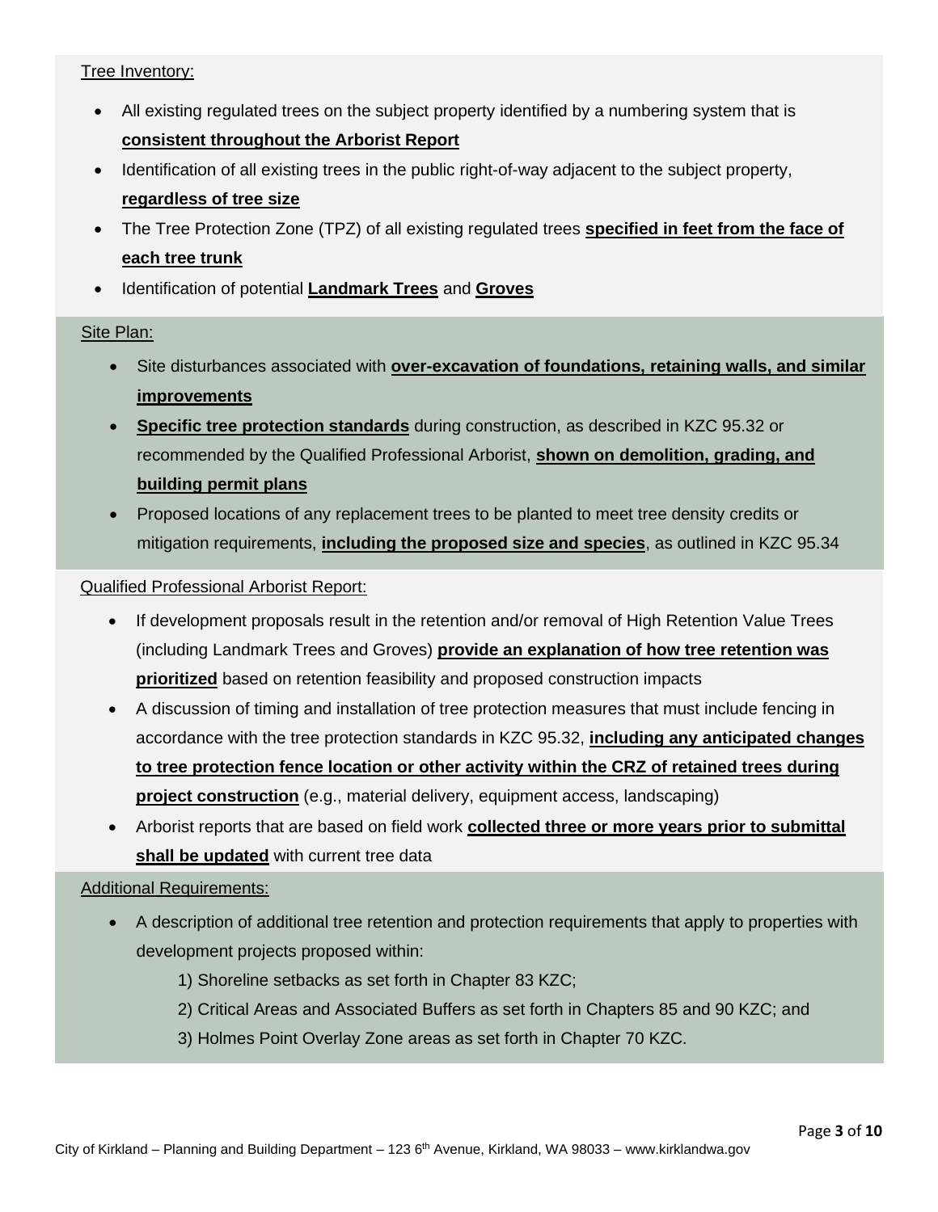Tree Inventory:

- All existing regulated trees on the subject property identified by a numbering system that is **consistent throughout the Arborist Report**
- Identification of all existing trees in the public right-of-way adjacent to the subject property, **regardless of tree size**
- The Tree Protection Zone (TPZ) of all existing regulated trees **specified in feet from the face of each tree trunk**
- Identification of potential **Landmark Trees** and **Groves**

Site Plan:

- Site disturbances associated with **over-excavation of foundations, retaining walls, and similar improvements**
- **Specific tree protection standards** during construction, as described in KZC 95.32 or recommended by the Qualified Professional Arborist, **shown on demolition, grading, and building permit plans**
- Proposed locations of any replacement trees to be planted to meet tree density credits or mitigation requirements, **including the proposed size and species**, as outlined in KZC 95.34

Qualified Professional Arborist Report:

- If development proposals result in the retention and/or removal of High Retention Value Trees (including Landmark Trees and Groves) **provide an explanation of how tree retention was prioritized** based on retention feasibility and proposed construction impacts
- A discussion of timing and installation of tree protection measures that must include fencing in accordance with the tree protection standards in KZC 95.32, **including any anticipated changes to tree protection fence location or other activity within the CRZ of retained trees during project construction** (e.g., material delivery, equipment access, landscaping)
- Arborist reports that are based on field work **collected three or more years prior to submittal shall be updated** with current tree data

Additional Requirements:

- A description of additional tree retention and protection requirements that apply to properties with development projects proposed within:
  1) Shoreline setbacks as set forth in Chapter 83 KZC;
  2) Critical Areas and Associated Buffers as set forth in Chapters 85 and 90 KZC; and
  3) Holmes Point Overlay Zone areas as set forth in Chapter 70 KZC.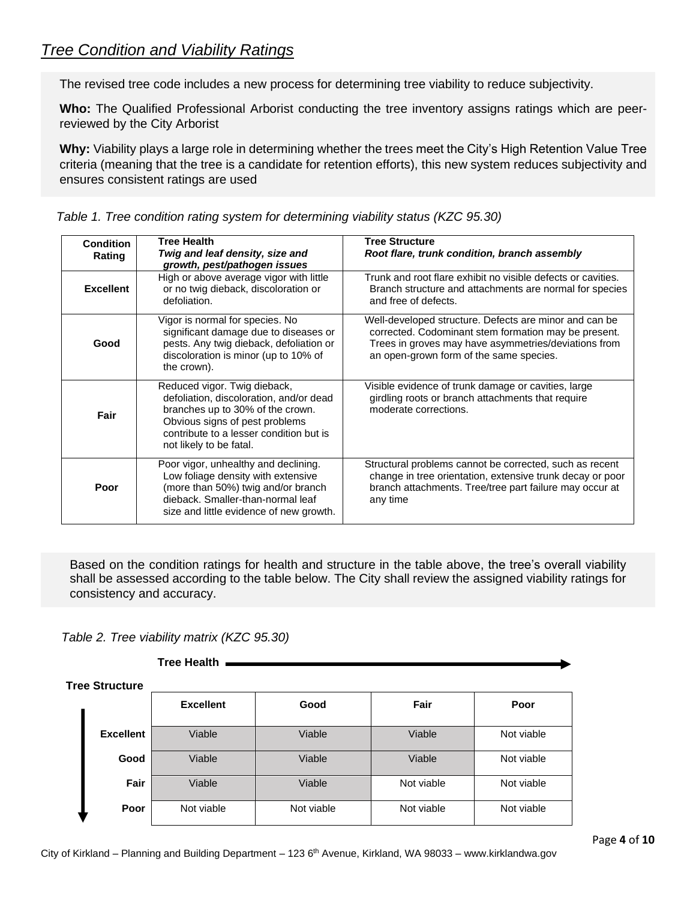## *Tree Condition and Viability Ratings*

The revised tree code includes a new process for determining tree viability to reduce subjectivity.

**Who:** The Qualified Professional Arborist conducting the tree inventory assigns ratings which are peer-reviewed by the City Arborist

**Why:** Viability plays a large role in determining whether the trees meet the City's High Retention Value Tree criteria (meaning that the tree is a candidate for retention efforts), this new system reduces subjectivity and ensures consistent ratings are used

*Table 1. Tree condition rating system for determining viability status (KZC 95.30)*

| Condition Rating | Tree Health<br>*Twig and leaf density, size and growth, pest/pathogen issues* | Tree Structure<br>*Root flare, trunk condition, branch assembly* |
|---|---|---|
| **Excellent** | High or above average vigor with little or no twig dieback, discoloration or defoliation. | Trunk and root flare exhibit no visible defects or cavities. Branch structure and attachments are normal for species and free of defects. |
| **Good** | Vigor is normal for species. No significant damage due to diseases or pests. Any twig dieback, defoliation or discoloration is minor (up to 10% of the crown). | Well-developed structure. Defects are minor and can be corrected. Codominant stem formation may be present. Trees in groves may have asymmetries/deviations from an open-grown form of the same species. |
| **Fair** | Reduced vigor. Twig dieback, defoliation, discoloration, and/or dead branches up to 30% of the crown. Obvious signs of pest problems contribute to a lesser condition but is not likely to be fatal. | Visible evidence of trunk damage or cavities, large girdling roots or branch attachments that require moderate corrections. |
| **Poor** | Poor vigor, unhealthy and declining. Low foliage density with extensive (more than 50%) twig and/or branch dieback. Smaller-than-normal leaf size and little evidence of new growth. | Structural problems cannot be corrected, such as recent change in tree orientation, extensive trunk decay or poor branch attachments. Tree/tree part failure may occur at any time |

Based on the condition ratings for health and structure in the table above, the tree's overall viability shall be assessed according to the table below. The City shall review the assigned viability ratings for consistency and accuracy.

*Table 2. Tree viability matrix (KZC 95.30)*

| Tree Structure ↓ / Tree Health → | Excellent | Good | Fair | Poor |
|---|---|---|---|---|
| **Excellent** | Viable | Viable | Viable | Not viable |
| **Good** | Viable | Viable | Viable | Not viable |
| **Fair** | Viable | Viable | Not viable | Not viable |
| **Poor** | Not viable | Not viable | Not viable | Not viable |

City of Kirkland – Planning and Building Department – 123 6th Avenue, Kirkland, WA 98033 – www.kirklandwa.gov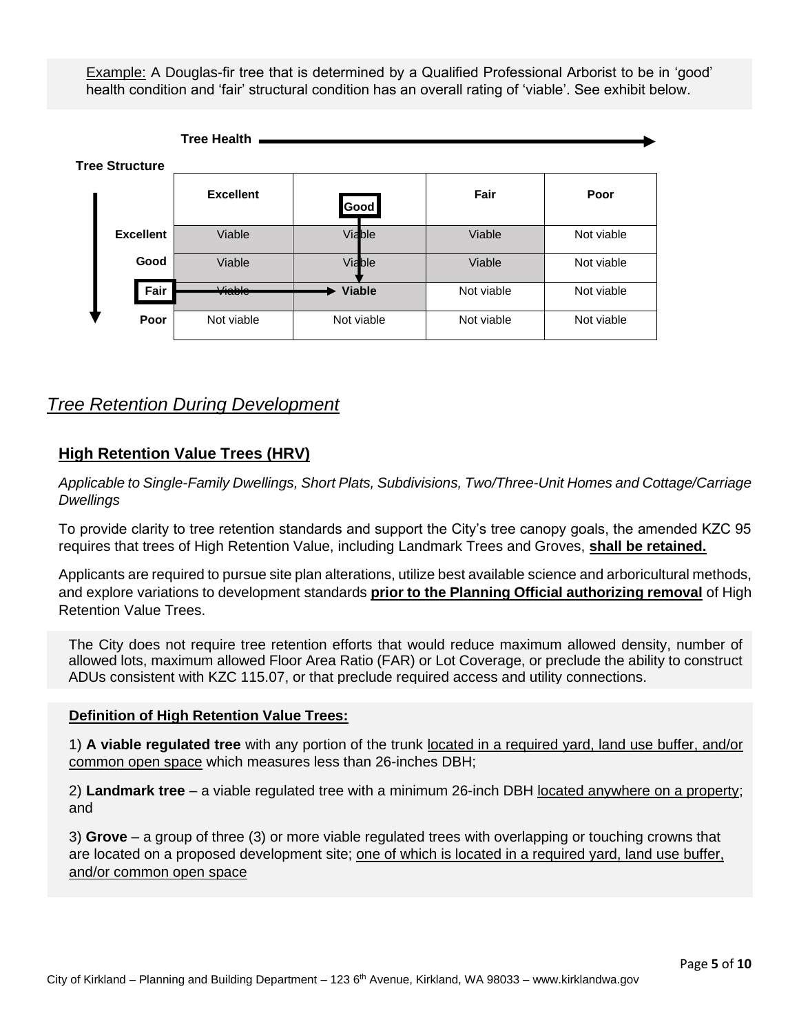Example: A Douglas-fir tree that is determined by a Qualified Professional Arborist to be in 'good' health condition and 'fair' structural condition has an overall rating of 'viable'. See exhibit below.

**Tree Health** →

**Tree Structure** ↓

| | **Excellent** | **Good** | **Fair** | **Poor** |
|---|---|---|---|---|
| **Excellent** | Viable | Viable | Viable | Not viable |
| **Good** | Viable | Viable | Viable | Not viable |
| **Fair** | Viable | **Viable** | Not viable | Not viable |
| **Poor** | Not viable | Not viable | Not viable | Not viable |

## *Tree Retention During Development*

### **High Retention Value Trees (HRV)**

*Applicable to Single-Family Dwellings, Short Plats, Subdivisions, Two/Three-Unit Homes and Cottage/Carriage Dwellings*

To provide clarity to tree retention standards and support the City's tree canopy goals, the amended KZC 95 requires that trees of High Retention Value, including Landmark Trees and Groves, **shall be retained.**

Applicants are required to pursue site plan alterations, utilize best available science and arboricultural methods, and explore variations to development standards **prior to the Planning Official authorizing removal** of High Retention Value Trees.

The City does not require tree retention efforts that would reduce maximum allowed density, number of allowed lots, maximum allowed Floor Area Ratio (FAR) or Lot Coverage, or preclude the ability to construct ADUs consistent with KZC 115.07, or that preclude required access and utility connections.

**Definition of High Retention Value Trees:**

1) **A viable regulated tree** with any portion of the trunk located in a required yard, land use buffer, and/or common open space which measures less than 26-inches DBH;

2) **Landmark tree** – a viable regulated tree with a minimum 26-inch DBH located anywhere on a property; and

3) **Grove** – a group of three (3) or more viable regulated trees with overlapping or touching crowns that are located on a proposed development site; one of which is located in a required yard, land use buffer, and/or common open space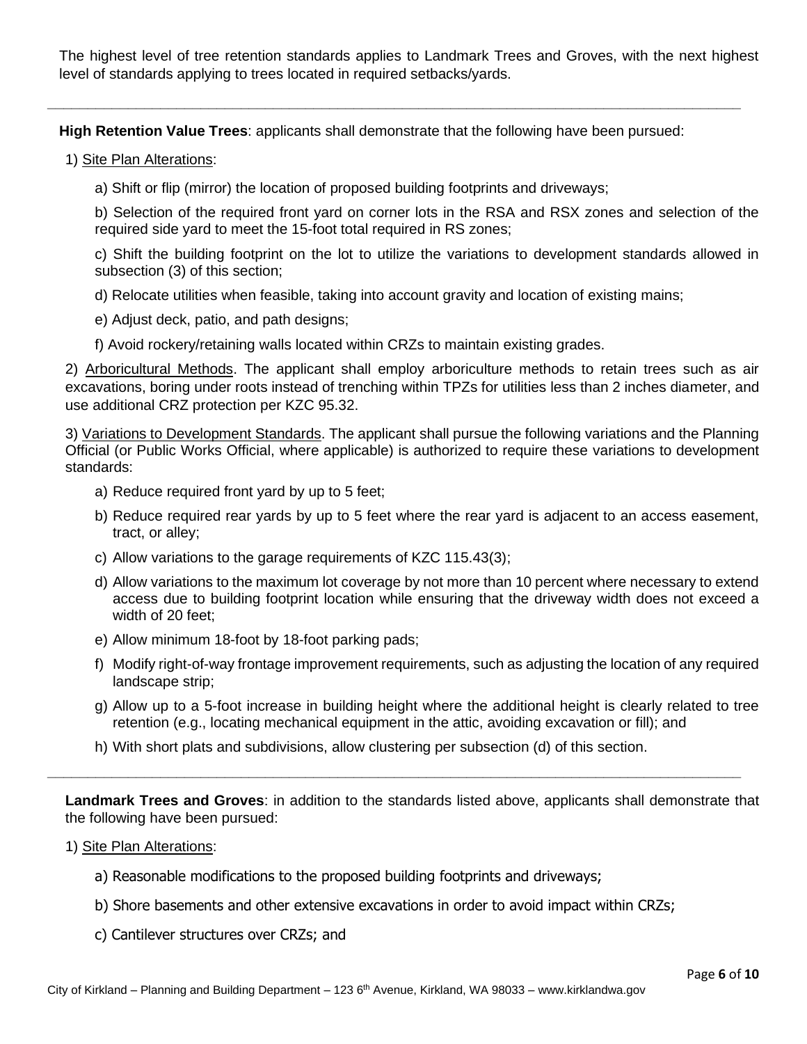The highest level of tree retention standards applies to Landmark Trees and Groves, with the next highest level of standards applying to trees located in required setbacks/yards.

---

**High Retention Value Trees**: applicants shall demonstrate that the following have been pursued:

1) Site Plan Alterations:

a) Shift or flip (mirror) the location of proposed building footprints and driveways;

b) Selection of the required front yard on corner lots in the RSA and RSX zones and selection of the required side yard to meet the 15-foot total required in RS zones;

c) Shift the building footprint on the lot to utilize the variations to development standards allowed in subsection (3) of this section;

d) Relocate utilities when feasible, taking into account gravity and location of existing mains;

e) Adjust deck, patio, and path designs;

f) Avoid rockery/retaining walls located within CRZs to maintain existing grades.

2) Arboricultural Methods. The applicant shall employ arboriculture methods to retain trees such as air excavations, boring under roots instead of trenching within TPZs for utilities less than 2 inches diameter, and use additional CRZ protection per KZC 95.32.

3) Variations to Development Standards. The applicant shall pursue the following variations and the Planning Official (or Public Works Official, where applicable) is authorized to require these variations to development standards:

a) Reduce required front yard by up to 5 feet;

b) Reduce required rear yards by up to 5 feet where the rear yard is adjacent to an access easement, tract, or alley;

c) Allow variations to the garage requirements of KZC 115.43(3);

d) Allow variations to the maximum lot coverage by not more than 10 percent where necessary to extend access due to building footprint location while ensuring that the driveway width does not exceed a width of 20 feet;

e) Allow minimum 18-foot by 18-foot parking pads;

f) Modify right-of-way frontage improvement requirements, such as adjusting the location of any required landscape strip;

g) Allow up to a 5-foot increase in building height where the additional height is clearly related to tree retention (e.g., locating mechanical equipment in the attic, avoiding excavation or fill); and

h) With short plats and subdivisions, allow clustering per subsection (d) of this section.

---

**Landmark Trees and Groves**: in addition to the standards listed above, applicants shall demonstrate that the following have been pursued:

1) Site Plan Alterations:

a) Reasonable modifications to the proposed building footprints and driveways;

b) Shore basements and other extensive excavations in order to avoid impact within CRZs;

c) Cantilever structures over CRZs; and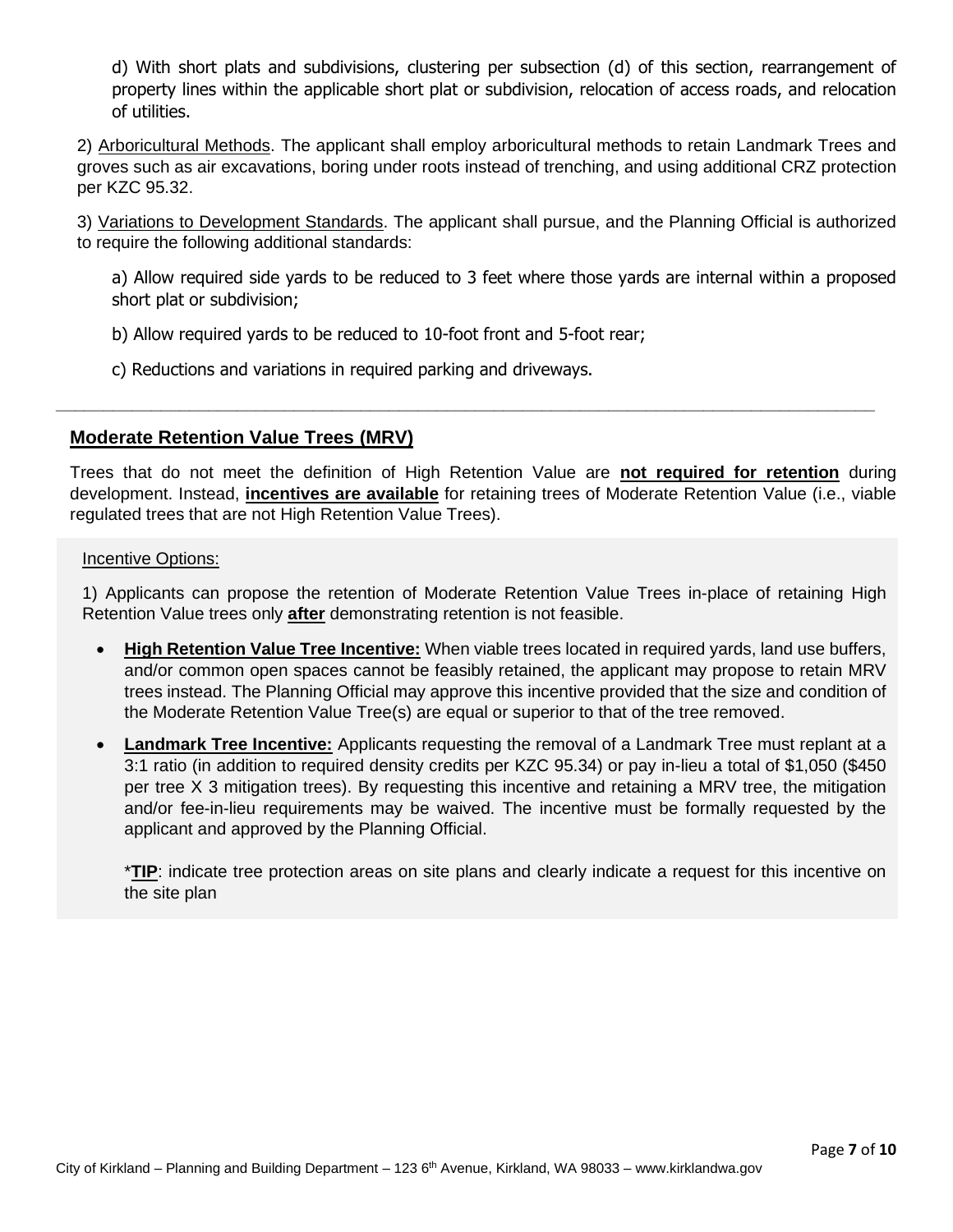d) With short plats and subdivisions, clustering per subsection (d) of this section, rearrangement of property lines within the applicable short plat or subdivision, relocation of access roads, and relocation of utilities.

2) Arboricultural Methods. The applicant shall employ arboricultural methods to retain Landmark Trees and groves such as air excavations, boring under roots instead of trenching, and using additional CRZ protection per KZC 95.32.

3) Variations to Development Standards. The applicant shall pursue, and the Planning Official is authorized to require the following additional standards:

a) Allow required side yards to be reduced to 3 feet where those yards are internal within a proposed short plat or subdivision;

b) Allow required yards to be reduced to 10-foot front and 5-foot rear;

c) Reductions and variations in required parking and driveways.

---

## Moderate Retention Value Trees (MRV)

Trees that do not meet the definition of High Retention Value are **not required for retention** during development. Instead, **incentives are available** for retaining trees of Moderate Retention Value (i.e., viable regulated trees that are not High Retention Value Trees).

Incentive Options:

1) Applicants can propose the retention of Moderate Retention Value Trees in-place of retaining High Retention Value trees only **after** demonstrating retention is not feasible.

- **High Retention Value Tree Incentive:** When viable trees located in required yards, land use buffers, and/or common open spaces cannot be feasibly retained, the applicant may propose to retain MRV trees instead. The Planning Official may approve this incentive provided that the size and condition of the Moderate Retention Value Tree(s) are equal or superior to that of the tree removed.
- **Landmark Tree Incentive:** Applicants requesting the removal of a Landmark Tree must replant at a 3:1 ratio (in addition to required density credits per KZC 95.34) or pay in-lieu a total of $1,050 ($450 per tree X 3 mitigation trees). By requesting this incentive and retaining a MRV tree, the mitigation and/or fee-in-lieu requirements may be waived. The incentive must be formally requested by the applicant and approved by the Planning Official.

  ***TIP**: indicate tree protection areas on site plans and clearly indicate a request for this incentive on the site plan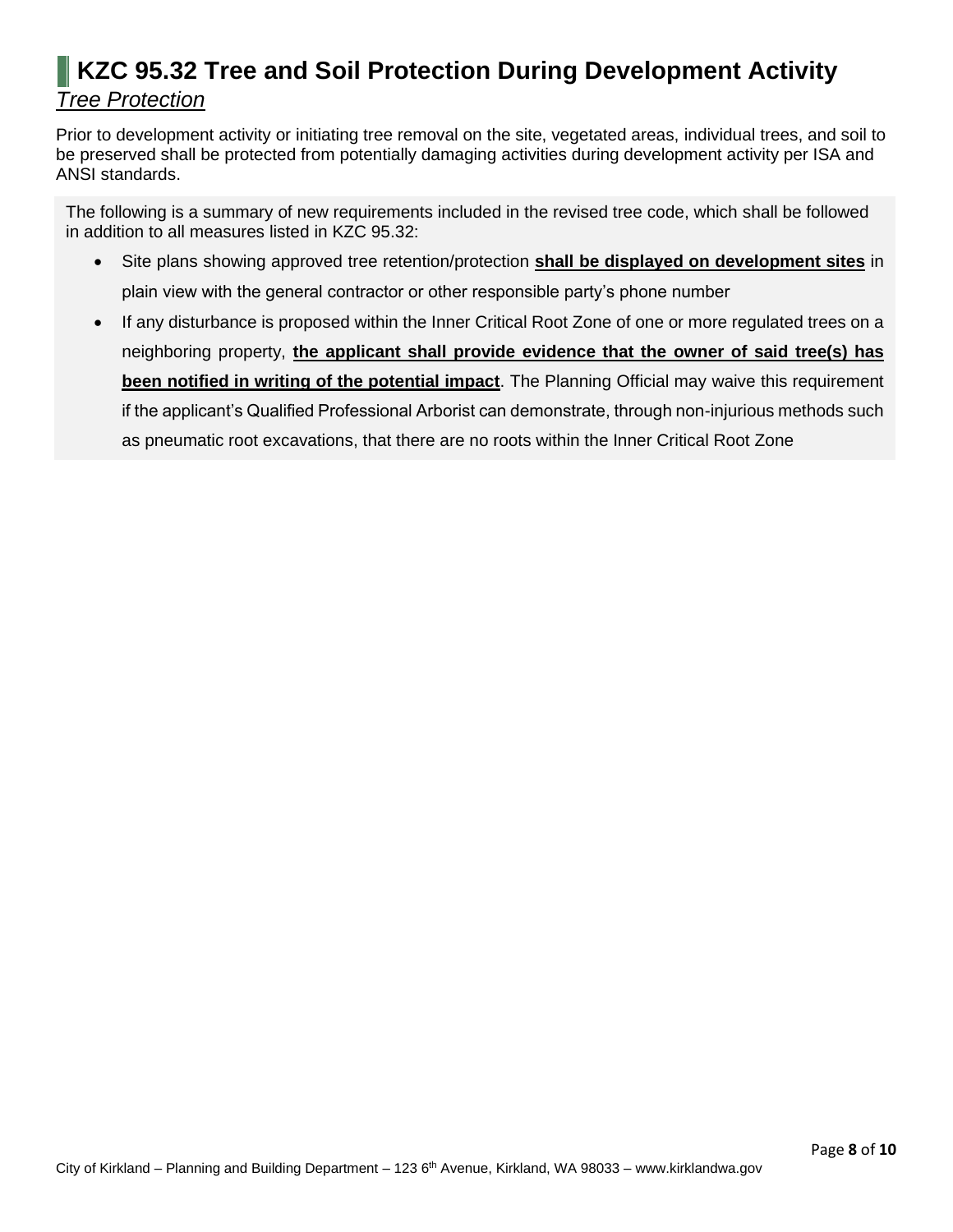# KZC 95.32 Tree and Soil Protection During Development Activity

## *Tree Protection*

Prior to development activity or initiating tree removal on the site, vegetated areas, individual trees, and soil to be preserved shall be protected from potentially damaging activities during development activity per ISA and ANSI standards.

The following is a summary of new requirements included in the revised tree code, which shall be followed in addition to all measures listed in KZC 95.32:

- Site plans showing approved tree retention/protection **shall be displayed on development sites** in plain view with the general contractor or other responsible party's phone number
- If any disturbance is proposed within the Inner Critical Root Zone of one or more regulated trees on a neighboring property, **the applicant shall provide evidence that the owner of said tree(s) has been notified in writing of the potential impact**. The Planning Official may waive this requirement if the applicant's Qualified Professional Arborist can demonstrate, through non-injurious methods such as pneumatic root excavations, that there are no roots within the Inner Critical Root Zone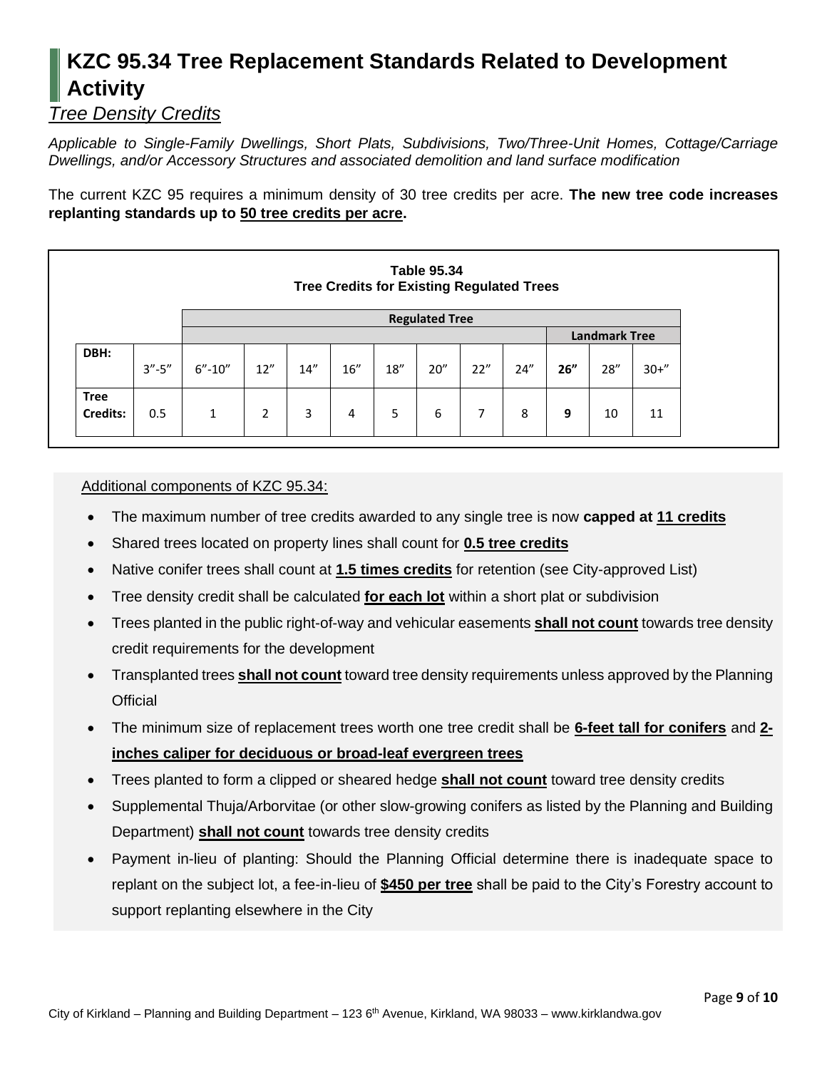# KZC 95.34 Tree Replacement Standards Related to Development Activity

## *Tree Density Credits*

*Applicable to Single-Family Dwellings, Short Plats, Subdivisions, Two/Three-Unit Homes, Cottage/Carriage Dwellings, and/or Accessory Structures and associated demolition and land surface modification*

The current KZC 95 requires a minimum density of 30 tree credits per acre. **The new tree code increases replanting standards up to <u>50 tree credits per acre</u>.**

**Table 95.34**
**Tree Credits for Existing Regulated Trees**

| | | Regulated Tree | | | | | | | | | | |
|---|---|---|---|---|---|---|---|---|---|---|---|---|
| | | | | | | | | | | Landmark Tree | | |
| **DBH:** | 3″-5″ | 6″-10″ | 12″ | 14″ | 16″ | 18″ | 20″ | 22″ | 24″ | **26″** | 28″ | 30+″ |
| **Tree Credits:** | 0.5 | 1 | 2 | 3 | 4 | 5 | 6 | 7 | 8 | **9** | 10 | 11 |

<u>Additional components of KZC 95.34:</u>

- The maximum number of tree credits awarded to any single tree is now **capped at <u>11 credits</u>**
- Shared trees located on property lines shall count for **<u>0.5 tree credits</u>**
- Native conifer trees shall count at **<u>1.5 times credits</u>** for retention (see City-approved List)
- Tree density credit shall be calculated **<u>for each lot</u>** within a short plat or subdivision
- Trees planted in the public right-of-way and vehicular easements **<u>shall not count</u>** towards tree density credit requirements for the development
- Transplanted trees **<u>shall not count</u>** toward tree density requirements unless approved by the Planning Official
- The minimum size of replacement trees worth one tree credit shall be **<u>6-feet tall for conifers</u>** and **<u>2-inches caliper for deciduous or broad-leaf evergreen trees</u>**
- Trees planted to form a clipped or sheared hedge **<u>shall not count</u>** toward tree density credits
- Supplemental Thuja/Arborvitae (or other slow-growing conifers as listed by the Planning and Building Department) **<u>shall not count</u>** towards tree density credits
- Payment in-lieu of planting: Should the Planning Official determine there is inadequate space to replant on the subject lot, a fee-in-lieu of **<u>$450 per tree</u>** shall be paid to the City's Forestry account to support replanting elsewhere in the City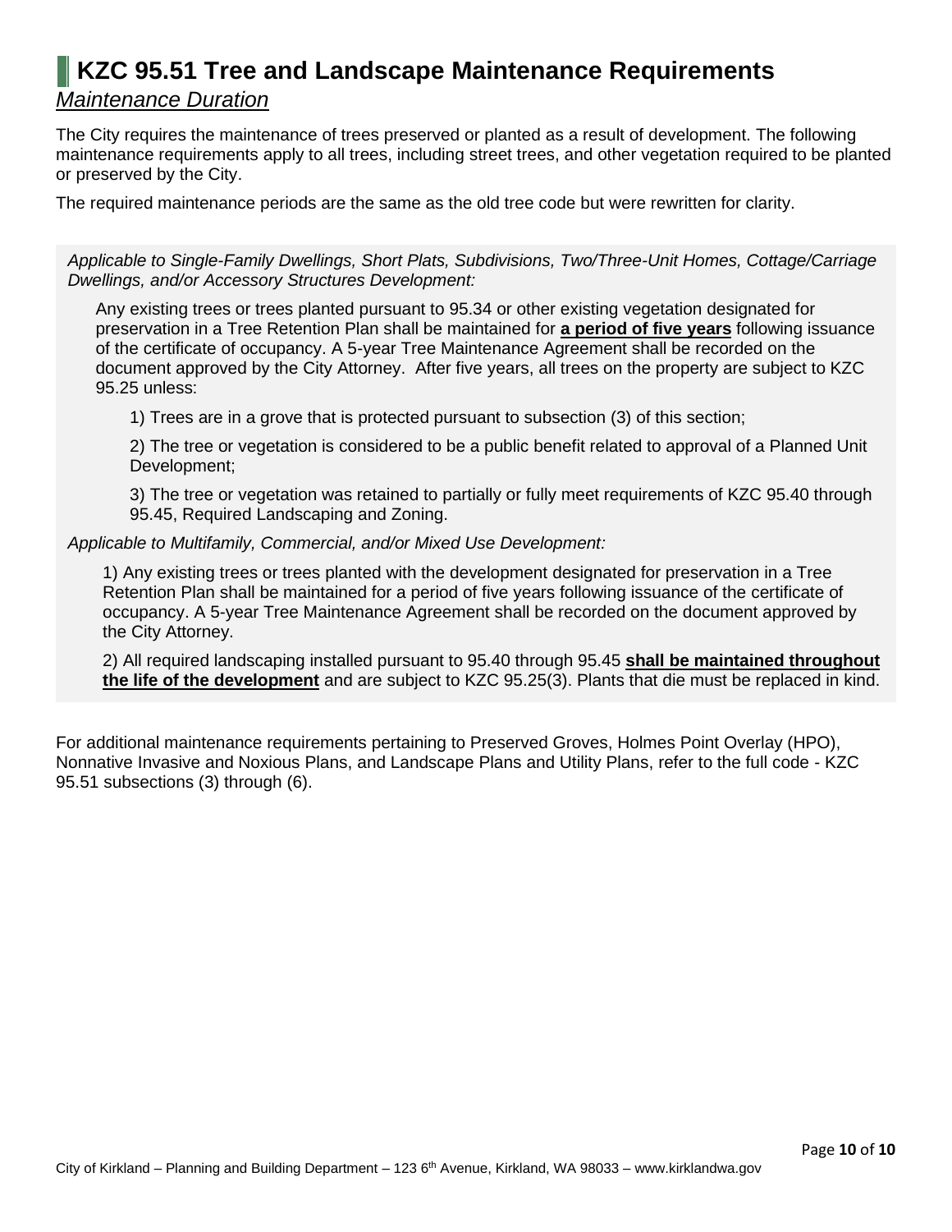# KZC 95.51 Tree and Landscape Maintenance Requirements

## *Maintenance Duration*

The City requires the maintenance of trees preserved or planted as a result of development. The following maintenance requirements apply to all trees, including street trees, and other vegetation required to be planted or preserved by the City.

The required maintenance periods are the same as the old tree code but were rewritten for clarity.

*Applicable to Single-Family Dwellings, Short Plats, Subdivisions, Two/Three-Unit Homes, Cottage/Carriage Dwellings, and/or Accessory Structures Development:*

Any existing trees or trees planted pursuant to 95.34 or other existing vegetation designated for preservation in a Tree Retention Plan shall be maintained for **a period of five years** following issuance of the certificate of occupancy. A 5-year Tree Maintenance Agreement shall be recorded on the document approved by the City Attorney. After five years, all trees on the property are subject to KZC 95.25 unless:

1) Trees are in a grove that is protected pursuant to subsection (3) of this section;

2) The tree or vegetation is considered to be a public benefit related to approval of a Planned Unit Development;

3) The tree or vegetation was retained to partially or fully meet requirements of KZC 95.40 through 95.45, Required Landscaping and Zoning.

*Applicable to Multifamily, Commercial, and/or Mixed Use Development:*

1) Any existing trees or trees planted with the development designated for preservation in a Tree Retention Plan shall be maintained for a period of five years following issuance of the certificate of occupancy. A 5-year Tree Maintenance Agreement shall be recorded on the document approved by the City Attorney.

2) All required landscaping installed pursuant to 95.40 through 95.45 **shall be maintained throughout the life of the development** and are subject to KZC 95.25(3). Plants that die must be replaced in kind.

For additional maintenance requirements pertaining to Preserved Groves, Holmes Point Overlay (HPO), Nonnative Invasive and Noxious Plans, and Landscape Plans and Utility Plans, refer to the full code - KZC 95.51 subsections (3) through (6).

City of Kirkland – Planning and Building Department – 123 6th Avenue, Kirkland, WA 98033 – www.kirklandwa.gov